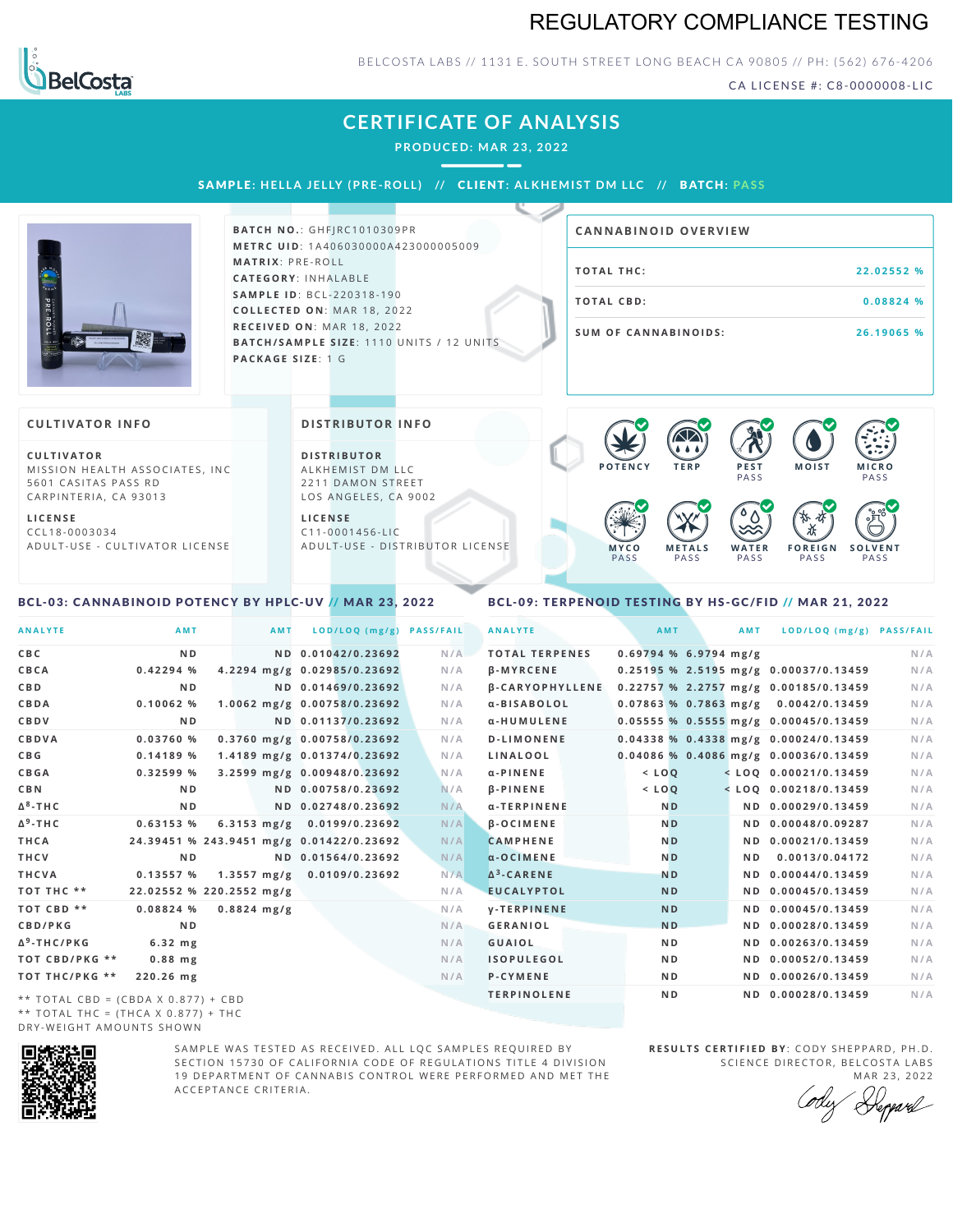# REGULATORY COMPLIANCE TESTING

BELCOSTA LABS // 1131 E. SOUTH STREET LONG BEACH CA 90805 // PH: (562) 676-4206

CA LICENSE #: C8-0000008-LIC

## CERTIFICATE OF ANALYSIS

PRODUCED: MAR 23, 2022

**SAMPLE:** HELLA JELLY (PRE-ROLL) // **CLIENT:** ALKHEMIST DM LLC // **BATCH:** PASS

**BATCH NO.:** GHFJRC1010309PR
**METRC UID:** 1A406030000A423000005009
**MATRIX:** PRE-ROLL
**CATEGORY:** INHALABLE
**SAMPLE ID:** BCL-220318-190
**COLLECTED ON:** MAR 18, 2022
**RECEIVED ON:** MAR 18, 2022
**BATCH/SAMPLE SIZE:** 1110 UNITS / 12 UNITS
**PACKAGE SIZE:** 1 G

### CANNABINOID OVERVIEW

| | |
|---|---|
| TOTAL THC: | 22.02552 % |
| TOTAL CBD: | 0.08824 % |
| SUM OF CANNABINOIDS: | 26.19065 % |

### CULTIVATOR INFO

**CULTIVATOR**
MISSION HEALTH ASSOCIATES, INC
5601 CASITAS PASS RD
CARPINTERIA, CA 93013

**LICENSE**
CCL18-0003034
ADULT-USE - CULTIVATOR LICENSE

### DISTRIBUTOR INFO

**DISTRIBUTOR**
ALKHEMIST DM LLC
2211 DAMON STREET
LOS ANGELES, CA 9002

**LICENSE**
C11-0001456-LIC
ADULT-USE - DISTRIBUTOR LICENSE

POTENCY | TERP | PEST PASS | MOIST | MICRO PASS | MYCO PASS | METALS PASS | WATER PASS | FOREIGN PASS | SOLVENT PASS

### BCL-03: CANNABINOID POTENCY BY HPLC-UV // MAR 23, 2022

| ANALYTE | AMT | AMT | LOD/LOQ (mg/g) | PASS/FAIL |
|---|---|---|---|---|
| CBC | ND | ND | 0.01042/0.23692 | N/A |
| CBCA | 0.42294 % | 4.2294 mg/g | 0.02985/0.23692 | N/A |
| CBD | ND | ND | 0.01469/0.23692 | N/A |
| CBDA | 0.10062 % | 1.0062 mg/g | 0.00758/0.23692 | N/A |
| CBDV | ND | ND | 0.01137/0.23692 | N/A |
| CBDVA | 0.03760 % | 0.3760 mg/g | 0.00758/0.23692 | N/A |
| CBG | 0.14189 % | 1.4189 mg/g | 0.01374/0.23692 | N/A |
| CBGA | 0.32599 % | 3.2599 mg/g | 0.00948/0.23692 | N/A |
| CBN | ND | ND | 0.00758/0.23692 | N/A |
| $\Delta^8$-THC | ND | ND | 0.02748/0.23692 | N/A |
| $\Delta^9$-THC | 0.63153 % | 6.3153 mg/g | 0.0199/0.23692 | N/A |
| THCA | 24.39451 % | 243.9451 mg/g | 0.01422/0.23692 | N/A |
| THCV | ND | ND | 0.01564/0.23692 | N/A |
| THCVA | 0.13557 % | 1.3557 mg/g | 0.0109/0.23692 | N/A |
| TOT THC ** | 22.02552 % | 220.2552 mg/g | | N/A |
| TOT CBD ** | 0.08824 % | 0.8824 mg/g | | N/A |
| CBD/PKG | ND | | | N/A |
| $\Delta^9$-THC/PKG | 6.32 mg | | | N/A |
| TOT CBD/PKG ** | 0.88 mg | | | N/A |
| TOT THC/PKG ** | 220.26 mg | | | N/A |

** TOTAL CBD = (CBDA X 0.877) + CBD
** TOTAL THC = (THCA X 0.877) + THC
DRY-WEIGHT AMOUNTS SHOWN

### BCL-09: TERPENOID TESTING BY HS-GC/FID // MAR 21, 2022

| ANALYTE | AMT | AMT | LOD/LOQ (mg/g) | PASS/FAIL |
|---|---|---|---|---|
| TOTAL TERPENES | 0.69794 % | 6.9794 mg/g | | N/A |
| β-MYRCENE | 0.25195 % | 2.5195 mg/g | 0.00037/0.13459 | N/A |
| β-CARYOPHYLLENE | 0.22757 % | 2.2757 mg/g | 0.00185/0.13459 | N/A |
| α-BISABOLOL | 0.07863 % | 0.7863 mg/g | 0.0042/0.13459 | N/A |
| α-HUMULENE | 0.05555 % | 0.5555 mg/g | 0.00045/0.13459 | N/A |
| D-LIMONENE | 0.04338 % | 0.4338 mg/g | 0.00024/0.13459 | N/A |
| LINALOOL | 0.04086 % | 0.4086 mg/g | 0.00036/0.13459 | N/A |
| α-PINENE | < LOQ | < LOQ | 0.00021/0.13459 | N/A |
| β-PINENE | < LOQ | < LOQ | 0.00218/0.13459 | N/A |
| α-TERPINENE | ND | ND | 0.00029/0.13459 | N/A |
| β-OCIMENE | ND | ND | 0.00048/0.09287 | N/A |
| CAMPHENE | ND | ND | 0.00021/0.13459 | N/A |
| α-OCIMENE | ND | ND | 0.0013/0.04172 | N/A |
| $\Delta^3$-CARENE | ND | ND | 0.00044/0.13459 | N/A |
| EUCALYPTOL | ND | ND | 0.00045/0.13459 | N/A |
| γ-TERPINENE | ND | ND | 0.00045/0.13459 | N/A |
| GERANIOL | ND | ND | 0.00028/0.13459 | N/A |
| GUAIOL | ND | ND | 0.00263/0.13459 | N/A |
| ISOPULEGOL | ND | ND | 0.00052/0.13459 | N/A |
| P-CYMENE | ND | ND | 0.00026/0.13459 | N/A |
| TERPINOLENE | ND | ND | 0.00028/0.13459 | N/A |

SAMPLE WAS TESTED AS RECEIVED. ALL LQC SAMPLES REQUIRED BY SECTION 15730 OF CALIFORNIA CODE OF REGULATIONS TITLE 4 DIVISION 19 DEPARTMENT OF CANNABIS CONTROL WERE PERFORMED AND MET THE ACCEPTANCE CRITERIA.

**RESULTS CERTIFIED BY:** CODY SHEPPARD, PH.D.
SCIENCE DIRECTOR, BELCOSTA LABS
MAR 23, 2022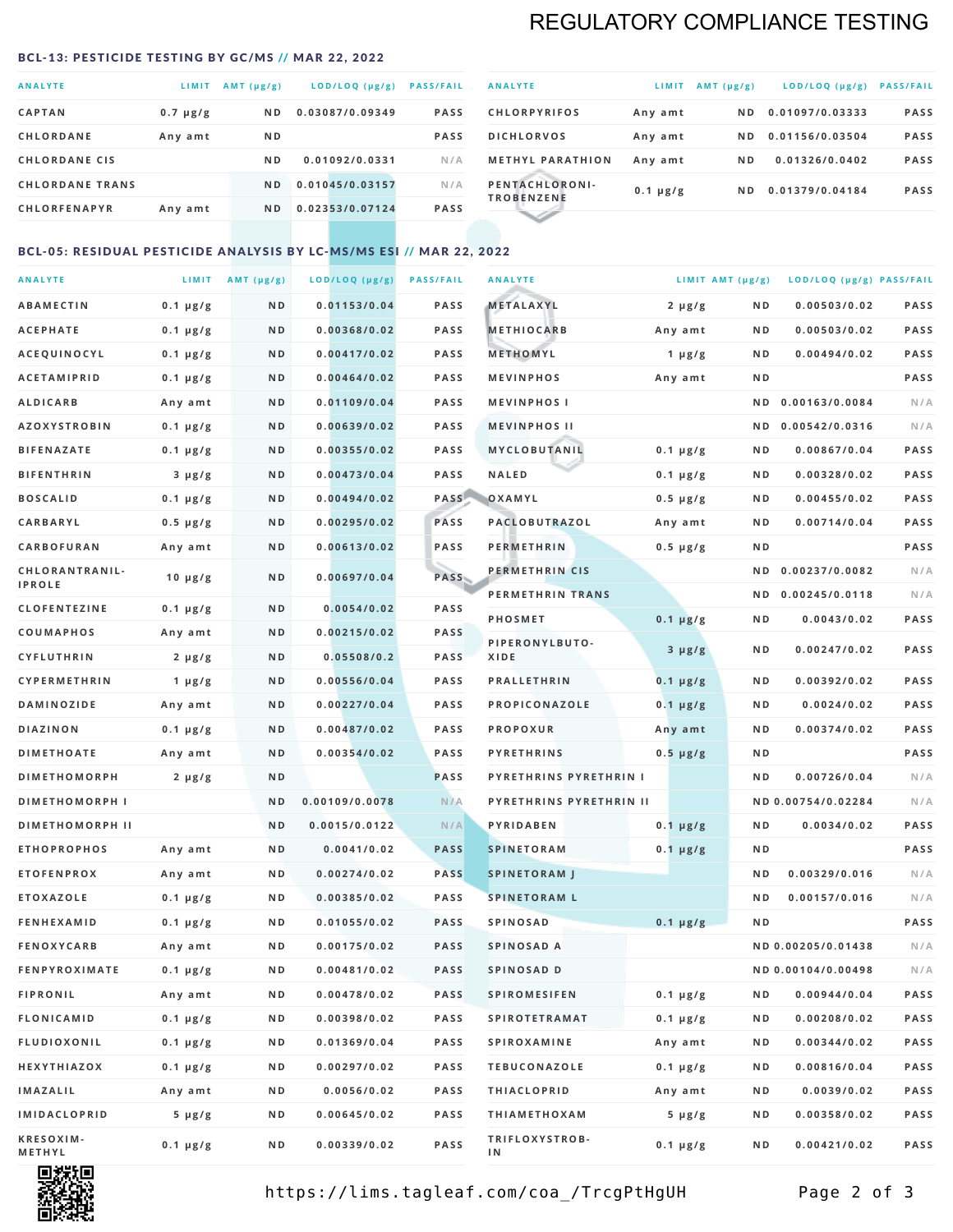# REGULATORY COMPLIANCE TESTING

## BCL-13: PESTICIDE TESTING BY GC/MS // MAR 22, 2022

| ANALYTE | LIMIT | AMT (μg/g) | LOD/LOQ (μg/g) | PASS/FAIL |
|---|---|---|---|---|
| CAPTAN | 0.7 μg/g | ND | 0.03087/0.09349 | PASS |
| CHLORDANE | Any amt | ND | | PASS |
| CHLORDANE CIS | | ND | 0.01092/0.0331 | N/A |
| CHLORDANE TRANS | | ND | 0.01045/0.03157 | N/A |
| CHLORFENAPYR | Any amt | ND | 0.02353/0.07124 | PASS |
| CHLORPYRIFOS | Any amt | ND | 0.01097/0.03333 | PASS |
| DICHLORVOS | Any amt | ND | 0.01156/0.03504 | PASS |
| METHYL PARATHION | Any amt | ND | 0.01326/0.0402 | PASS |
| PENTACHLORONI-TROBENZENE | 0.1 μg/g | ND | 0.01379/0.04184 | PASS |

## BCL-05: RESIDUAL PESTICIDE ANALYSIS BY LC-MS/MS ESI // MAR 22, 2022

| ANALYTE | LIMIT | AMT (μg/g) | LOD/LOQ (μg/g) | PASS/FAIL |
|---|---|---|---|---|
| ABAMECTIN | 0.1 μg/g | ND | 0.01153/0.04 | PASS |
| ACEPHATE | 0.1 μg/g | ND | 0.00368/0.02 | PASS |
| ACEQUINOCYL | 0.1 μg/g | ND | 0.00417/0.02 | PASS |
| ACETAMIPRID | 0.1 μg/g | ND | 0.00464/0.02 | PASS |
| ALDICARB | Any amt | ND | 0.01109/0.04 | PASS |
| AZOXYSTROBIN | 0.1 μg/g | ND | 0.00639/0.02 | PASS |
| BIFENAZATE | 0.1 μg/g | ND | 0.00355/0.02 | PASS |
| BIFENTHRIN | 3 μg/g | ND | 0.00473/0.04 | PASS |
| BOSCALID | 0.1 μg/g | ND | 0.00494/0.02 | PASS |
| CARBARYL | 0.5 μg/g | ND | 0.00295/0.02 | PASS |
| CARBOFURAN | Any amt | ND | 0.00613/0.02 | PASS |
| CHLORANTRANIL-IPROLE | 10 μg/g | ND | 0.00697/0.04 | PASS |
| CLOFENTEZINE | 0.1 μg/g | ND | 0.0054/0.02 | PASS |
| COUMAPHOS | Any amt | ND | 0.00215/0.02 | PASS |
| CYFLUTHRIN | 2 μg/g | ND | 0.05508/0.2 | PASS |
| CYPERMETHRIN | 1 μg/g | ND | 0.00556/0.04 | PASS |
| DAMINOZIDE | Any amt | ND | 0.00227/0.04 | PASS |
| DIAZINON | 0.1 μg/g | ND | 0.00487/0.02 | PASS |
| DIMETHOATE | Any amt | ND | 0.00354/0.02 | PASS |
| DIMETHOMORPH | 2 μg/g | ND | | PASS |
| DIMETHOMORPH I | | ND | 0.00109/0.0078 | N/A |
| DIMETHOMORPH II | | ND | 0.0015/0.0122 | N/A |
| ETHOPROPHOS | Any amt | ND | 0.0041/0.02 | PASS |
| ETOFENPROX | Any amt | ND | 0.00274/0.02 | PASS |
| ETOXAZOLE | 0.1 μg/g | ND | 0.00385/0.02 | PASS |
| FENHEXAMID | 0.1 μg/g | ND | 0.01055/0.02 | PASS |
| FENOXYCARB | Any amt | ND | 0.00175/0.02 | PASS |
| FENPYROXIMATE | 0.1 μg/g | ND | 0.00481/0.02 | PASS |
| FIPRONIL | Any amt | ND | 0.00478/0.02 | PASS |
| FLONICAMID | 0.1 μg/g | ND | 0.00398/0.02 | PASS |
| FLUDIOXONIL | 0.1 μg/g | ND | 0.01369/0.04 | PASS |
| HEXYTHIAZOX | 0.1 μg/g | ND | 0.00297/0.02 | PASS |
| IMAZALIL | Any amt | ND | 0.0056/0.02 | PASS |
| IMIDACLOPRID | 5 μg/g | ND | 0.00645/0.02 | PASS |
| KRESOXIM-METHYL | 0.1 μg/g | ND | 0.00339/0.02 | PASS |
| METALAXYL | 2 μg/g | ND | 0.00503/0.02 | PASS |
| METHIOCARB | Any amt | ND | 0.00503/0.02 | PASS |
| METHOMYL | 1 μg/g | ND | 0.00494/0.02 | PASS |
| MEVINPHOS | Any amt | ND | | PASS |
| MEVINPHOS I | | ND | 0.00163/0.0084 | N/A |
| MEVINPHOS II | | ND | 0.00542/0.0316 | N/A |
| MYCLOBUTANIL | 0.1 μg/g | ND | 0.00867/0.04 | PASS |
| NALED | 0.1 μg/g | ND | 0.00328/0.02 | PASS |
| OXAMYL | 0.5 μg/g | ND | 0.00455/0.02 | PASS |
| PACLOBUTRAZOL | Any amt | ND | 0.00714/0.04 | PASS |
| PERMETHRIN | 0.5 μg/g | ND | | PASS |
| PERMETHRIN CIS | | ND | 0.00237/0.0082 | N/A |
| PERMETHRIN TRANS | | ND | 0.00245/0.0118 | N/A |
| PHOSMET | 0.1 μg/g | ND | 0.0043/0.02 | PASS |
| PIPERONYLBUTO-XIDE | 3 μg/g | ND | 0.00247/0.02 | PASS |
| PRALLETHRIN | 0.1 μg/g | ND | 0.00392/0.02 | PASS |
| PROPICONAZOLE | 0.1 μg/g | ND | 0.0024/0.02 | PASS |
| PROPOXUR | Any amt | ND | 0.00374/0.02 | PASS |
| PYRETHRINS | 0.5 μg/g | ND | | PASS |
| PYRETHRINS PYRETHRIN I | | ND | 0.00726/0.04 | N/A |
| PYRETHRINS PYRETHRIN II | | ND | 0.00754/0.02284 | N/A |
| PYRIDABEN | 0.1 μg/g | ND | 0.0034/0.02 | PASS |
| SPINETORAM | 0.1 μg/g | ND | | PASS |
| SPINETORAM J | | ND | 0.00329/0.016 | N/A |
| SPINETORAM L | | ND | 0.00157/0.016 | N/A |
| SPINOSAD | 0.1 μg/g | ND | | PASS |
| SPINOSAD A | | ND | 0.00205/0.01438 | N/A |
| SPINOSAD D | | ND | 0.00104/0.00498 | N/A |
| SPIROMESIFEN | 0.1 μg/g | ND | 0.00944/0.04 | PASS |
| SPIROTETRAMAT | 0.1 μg/g | ND | 0.00208/0.02 | PASS |
| SPIROXAMINE | Any amt | ND | 0.00344/0.02 | PASS |
| TEBUCONAZOLE | 0.1 μg/g | ND | 0.00816/0.04 | PASS |
| THIACLOPRID | Any amt | ND | 0.0039/0.02 | PASS |
| THIAMETHOXAM | 5 μg/g | ND | 0.00358/0.02 | PASS |
| TRIFLOXYSTROB-IN | 0.1 μg/g | ND | 0.00421/0.02 | PASS |

https://lims.tagleaf.com/coa_/TrcgPtHgUH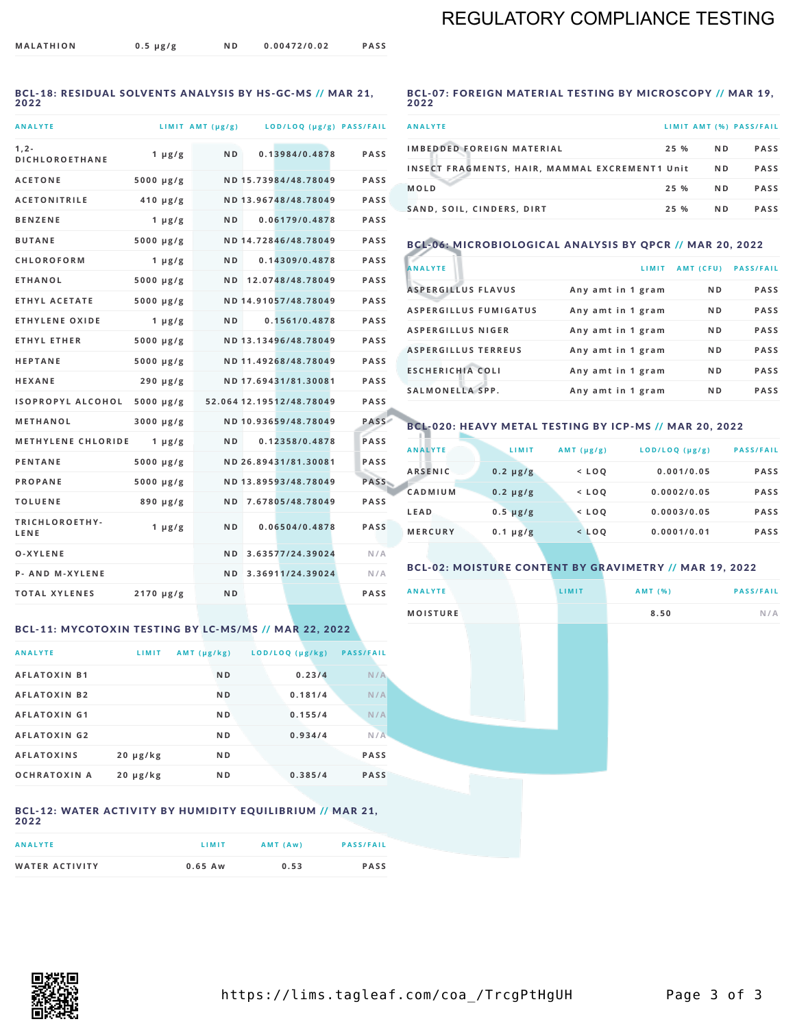# REGULATORY COMPLIANCE TESTING

| | | | | |
|---|---|---|---|---|
| MALATHION | 0.5 µg/g | ND | 0.00472/0.02 | PASS |

## BCL-18: RESIDUAL SOLVENTS ANALYSIS BY HS-GC-MS // MAR 21, 2022

| ANALYTE | LIMIT | AMT (µg/g) | LOD/LOQ (µg/g) | PASS/FAIL |
|---|---|---|---|---|
| 1,2-DICHLOROETHANE | 1 µg/g | ND | 0.13984/0.4878 | PASS |
| ACETONE | 5000 µg/g | ND | 15.73984/48.78049 | PASS |
| ACETONITRILE | 410 µg/g | ND | 13.96748/48.78049 | PASS |
| BENZENE | 1 µg/g | ND | 0.06179/0.4878 | PASS |
| BUTANE | 5000 µg/g | ND | 14.72846/48.78049 | PASS |
| CHLOROFORM | 1 µg/g | ND | 0.14309/0.4878 | PASS |
| ETHANOL | 5000 µg/g | ND | 12.0748/48.78049 | PASS |
| ETHYL ACETATE | 5000 µg/g | ND | 14.91057/48.78049 | PASS |
| ETHYLENE OXIDE | 1 µg/g | ND | 0.1561/0.4878 | PASS |
| ETHYL ETHER | 5000 µg/g | ND | 13.13496/48.78049 | PASS |
| HEPTANE | 5000 µg/g | ND | 11.49268/48.78049 | PASS |
| HEXANE | 290 µg/g | ND | 17.69431/81.30081 | PASS |
| ISOPROPYL ALCOHOL | 5000 µg/g | 52.064 | 12.19512/48.78049 | PASS |
| METHANOL | 3000 µg/g | ND | 10.93659/48.78049 | PASS |
| METHYLENE CHLORIDE | 1 µg/g | ND | 0.12358/0.4878 | PASS |
| PENTANE | 5000 µg/g | ND | 26.89431/81.30081 | PASS |
| PROPANE | 5000 µg/g | ND | 13.89593/48.78049 | PASS |
| TOLUENE | 890 µg/g | ND | 7.67805/48.78049 | PASS |
| TRICHLOROETHYLENE | 1 µg/g | ND | 0.06504/0.4878 | PASS |
| O-XYLENE | | ND | 3.63577/24.39024 | N/A |
| P- AND M-XYLENE | | ND | 3.36911/24.39024 | N/A |
| TOTAL XYLENES | 2170 µg/g | ND | | PASS |

## BCL-11: MYCOTOXIN TESTING BY LC-MS/MS // MAR 22, 2022

| ANALYTE | LIMIT | AMT (µg/kg) | LOD/LOQ (µg/kg) | PASS/FAIL |
|---|---|---|---|---|
| AFLATOXIN B1 | | ND | 0.23/4 | N/A |
| AFLATOXIN B2 | | ND | 0.181/4 | N/A |
| AFLATOXIN G1 | | ND | 0.155/4 | N/A |
| AFLATOXIN G2 | | ND | 0.934/4 | N/A |
| AFLATOXINS | 20 µg/kg | ND | | PASS |
| OCHRATOXIN A | 20 µg/kg | ND | 0.385/4 | PASS |

## BCL-12: WATER ACTIVITY BY HUMIDITY EQUILIBRIUM // MAR 21, 2022

| ANALYTE | LIMIT | AMT (Aw) | PASS/FAIL |
|---|---|---|---|
| WATER ACTIVITY | 0.65 Aw | 0.53 | PASS |

## BCL-07: FOREIGN MATERIAL TESTING BY MICROSCOPY // MAR 19, 2022

| ANALYTE | LIMIT | AMT (%) | PASS/FAIL |
|---|---|---|---|
| IMBEDDED FOREIGN MATERIAL | 25 % | ND | PASS |
| INSECT FRAGMENTS, HAIR, MAMMAL EXCREMENT | 1 Unit | ND | PASS |
| MOLD | 25 % | ND | PASS |
| SAND, SOIL, CINDERS, DIRT | 25 % | ND | PASS |

## BCL-06: MICROBIOLOGICAL ANALYSIS BY QPCR // MAR 20, 2022

| ANALYTE | LIMIT | AMT (CFU) | PASS/FAIL |
|---|---|---|---|
| ASPERGILLUS FLAVUS | Any amt in 1 gram | ND | PASS |
| ASPERGILLUS FUMIGATUS | Any amt in 1 gram | ND | PASS |
| ASPERGILLUS NIGER | Any amt in 1 gram | ND | PASS |
| ASPERGILLUS TERREUS | Any amt in 1 gram | ND | PASS |
| ESCHERICHIA COLI | Any amt in 1 gram | ND | PASS |
| SALMONELLA SPP. | Any amt in 1 gram | ND | PASS |

## BCL-020: HEAVY METAL TESTING BY ICP-MS // MAR 20, 2022

| ANALYTE | LIMIT | AMT (µg/g) | LOD/LOQ (µg/g) | PASS/FAIL |
|---|---|---|---|---|
| ARSENIC | 0.2 µg/g | < LOQ | 0.001/0.05 | PASS |
| CADMIUM | 0.2 µg/g | < LOQ | 0.0002/0.05 | PASS |
| LEAD | 0.5 µg/g | < LOQ | 0.0003/0.05 | PASS |
| MERCURY | 0.1 µg/g | < LOQ | 0.0001/0.01 | PASS |

## BCL-02: MOISTURE CONTENT BY GRAVIMETRY // MAR 19, 2022

| ANALYTE | LIMIT | AMT (%) | PASS/FAIL |
|---|---|---|---|
| MOISTURE | | 8.50 | N/A |

https://lims.tagleaf.com/coa_/TrcgPtHgUH